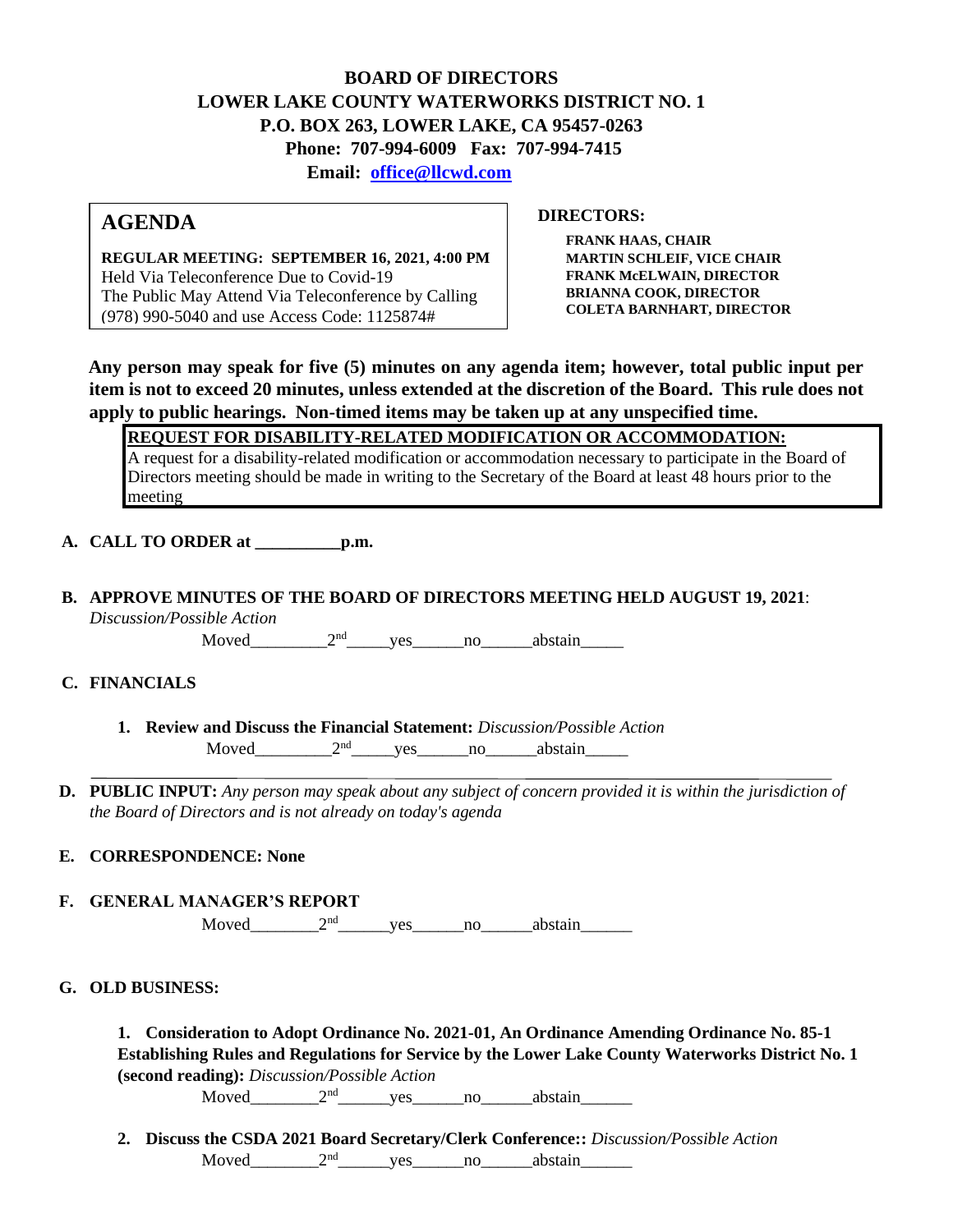# BOARD OF DIRECTORS
# LOWER LAKE COUNTY WATERWORKS DISTRICT NO. 1

**P.O. BOX 263, LOWER LAKE, CA 95457-0263**
**Phone: 707-994-6009 Fax: 707-994-7415**
**Email: office@llcwd.com**

## AGENDA

**REGULAR MEETING: SEPTEMBER 16, 2021, 4:00 PM**
Held Via Teleconference Due to Covid-19
The Public May Attend Via Teleconference by Calling (978) 990-5040 and use Access Code: 1125874#

**DIRECTORS:**

**FRANK HAAS, CHAIR**
**MARTIN SCHLEIF, VICE CHAIR**
**FRANK McELWAIN, DIRECTOR**
**BRIANNA COOK, DIRECTOR**
**COLETA BARNHART, DIRECTOR**

**Any person may speak for five (5) minutes on any agenda item; however, total public input per item is not to exceed 20 minutes, unless extended at the discretion of the Board. This rule does not apply to public hearings. Non-timed items may be taken up at any unspecified time.**

**REQUEST FOR DISABILITY-RELATED MODIFICATION OR ACCOMMODATION:**
A request for a disability-related modification or accommodation necessary to participate in the Board of Directors meeting should be made in writing to the Secretary of the Board at least 48 hours prior to the meeting

**A. CALL TO ORDER at __________p.m.**

**B. APPROVE MINUTES OF THE BOARD OF DIRECTORS MEETING HELD AUGUST 19, 2021**:
*Discussion/Possible Action*

Moved_________2nd_____yes______no______abstain_____

**C. FINANCIALS**

1. **Review and Discuss the Financial Statement:** *Discussion/Possible Action*

   Moved_________2nd_____yes______no______abstain_____

**D. PUBLIC INPUT:** *Any person may speak about any subject of concern provided it is within the jurisdiction of the Board of Directors and is not already on today's agenda*

**E. CORRESPONDENCE: None**

**F. GENERAL MANAGER'S REPORT**

Moved________2nd______yes______no______abstain______

**G. OLD BUSINESS:**

1. **Consideration to Adopt Ordinance No. 2021-01, An Ordinance Amending Ordinance No. 85-1 Establishing Rules and Regulations for Service by the Lower Lake County Waterworks District No. 1 (second reading):** *Discussion/Possible Action*

   Moved________2nd______yes______no______abstain______

2. **Discuss the CSDA 2021 Board Secretary/Clerk Conference::** *Discussion/Possible Action*

   Moved________2nd______yes______no______abstain______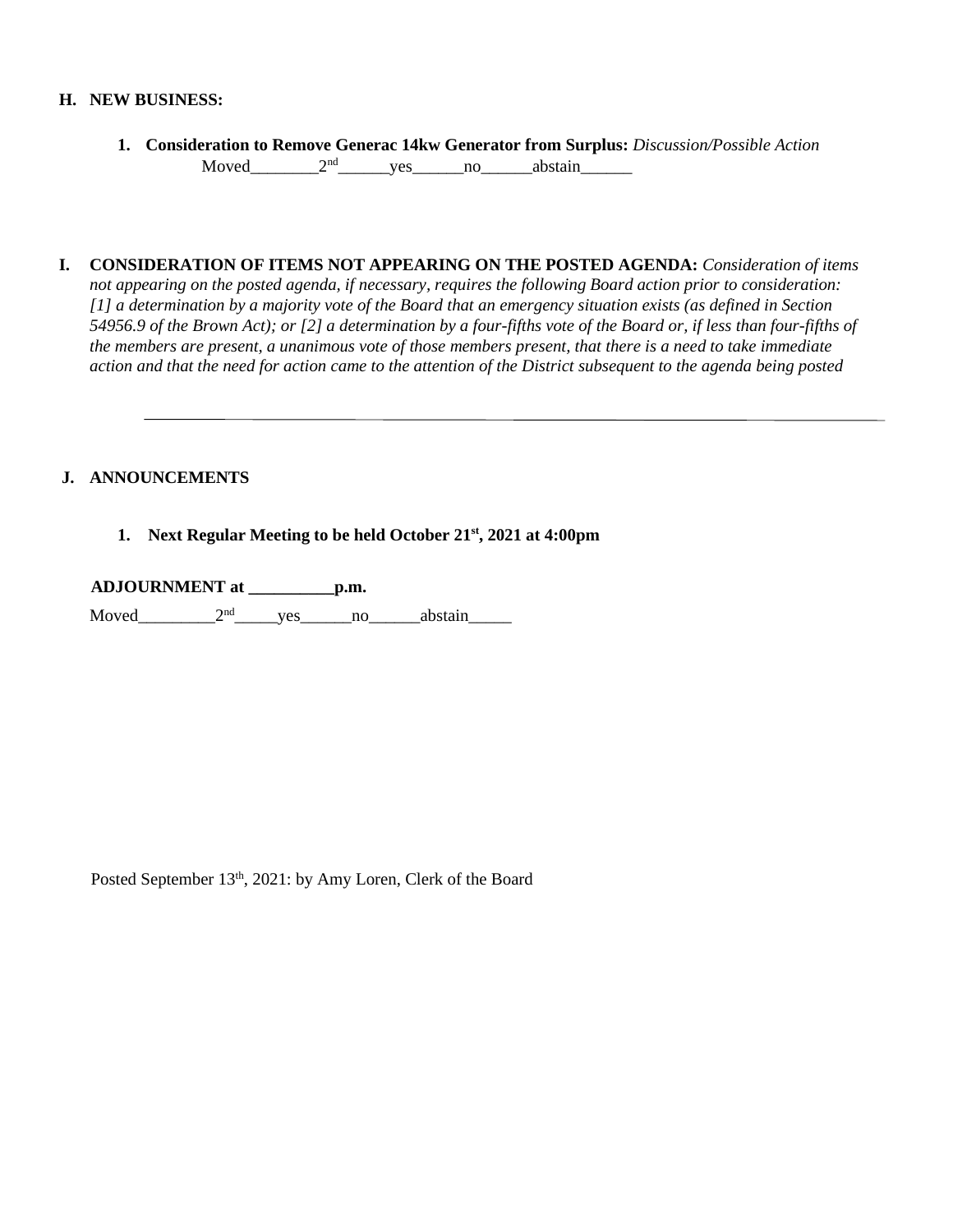**H. NEW BUSINESS:**

1. **Consideration to Remove Generac 14kw Generator from Surplus:** *Discussion/Possible Action*
   Moved________2nd______yes______no______abstain______

**I. CONSIDERATION OF ITEMS NOT APPEARING ON THE POSTED AGENDA:** *Consideration of items not appearing on the posted agenda, if necessary, requires the following Board action prior to consideration: [1] a determination by a majority vote of the Board that an emergency situation exists (as defined in Section 54956.9 of the Brown Act); or [2] a determination by a four-fifths vote of the Board or, if less than four-fifths of the members are present, a unanimous vote of those members present, that there is a need to take immediate action and that the need for action came to the attention of the District subsequent to the agenda being posted*

---

**J. ANNOUNCEMENTS**

1. **Next Regular Meeting to be held October 21st, 2021 at 4:00pm**

**ADJOURNMENT at __________p.m.**

Moved_________2nd_____yes______no______abstain_____

Posted September 13th, 2021: by Amy Loren, Clerk of the Board